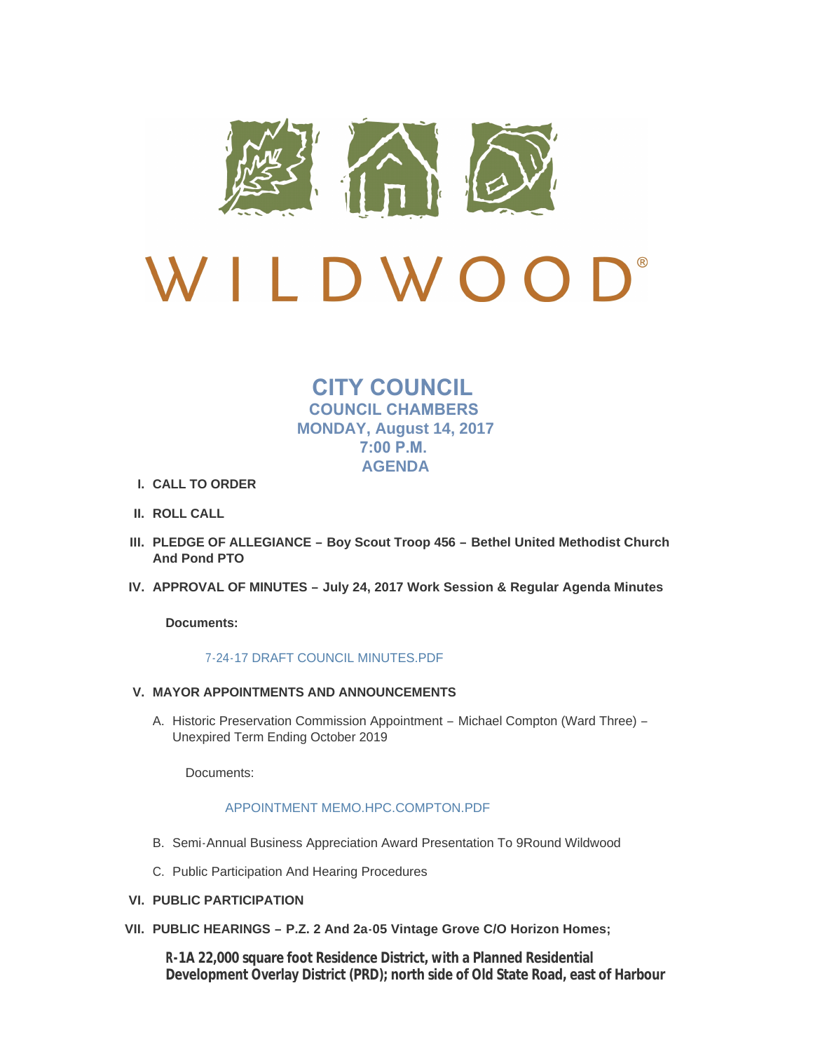# WILDWOOD®

## CITY COUNCIL

### COUNCIL CHAMBERS
### MONDAY, August 14, 2017
### 7:00 P.M.
### AGENDA

I. **CALL TO ORDER**

II. **ROLL CALL**

III. **PLEDGE OF ALLEGIANCE – Boy Scout Troop 456 – Bethel United Methodist Church And Pond PTO**

IV. **APPROVAL OF MINUTES – July 24, 2017 Work Session & Regular Agenda Minutes**

**Documents:**

7-24-17 DRAFT COUNCIL MINUTES.PDF

V. **MAYOR APPOINTMENTS AND ANNOUNCEMENTS**

A. Historic Preservation Commission Appointment – Michael Compton (Ward Three) – Unexpired Term Ending October 2019

Documents:

APPOINTMENT MEMO.HPC.COMPTON.PDF

B. Semi-Annual Business Appreciation Award Presentation To 9Round Wildwood

C. Public Participation And Hearing Procedures

VI. **PUBLIC PARTICIPATION**

VII. **PUBLIC HEARINGS – P.Z. 2 And 2a-05 Vintage Grove C/O Horizon Homes;**

**R-1A 22,000 square foot Residence District, with a Planned Residential Development Overlay District (PRD); north side of Old State Road, east of Harbour**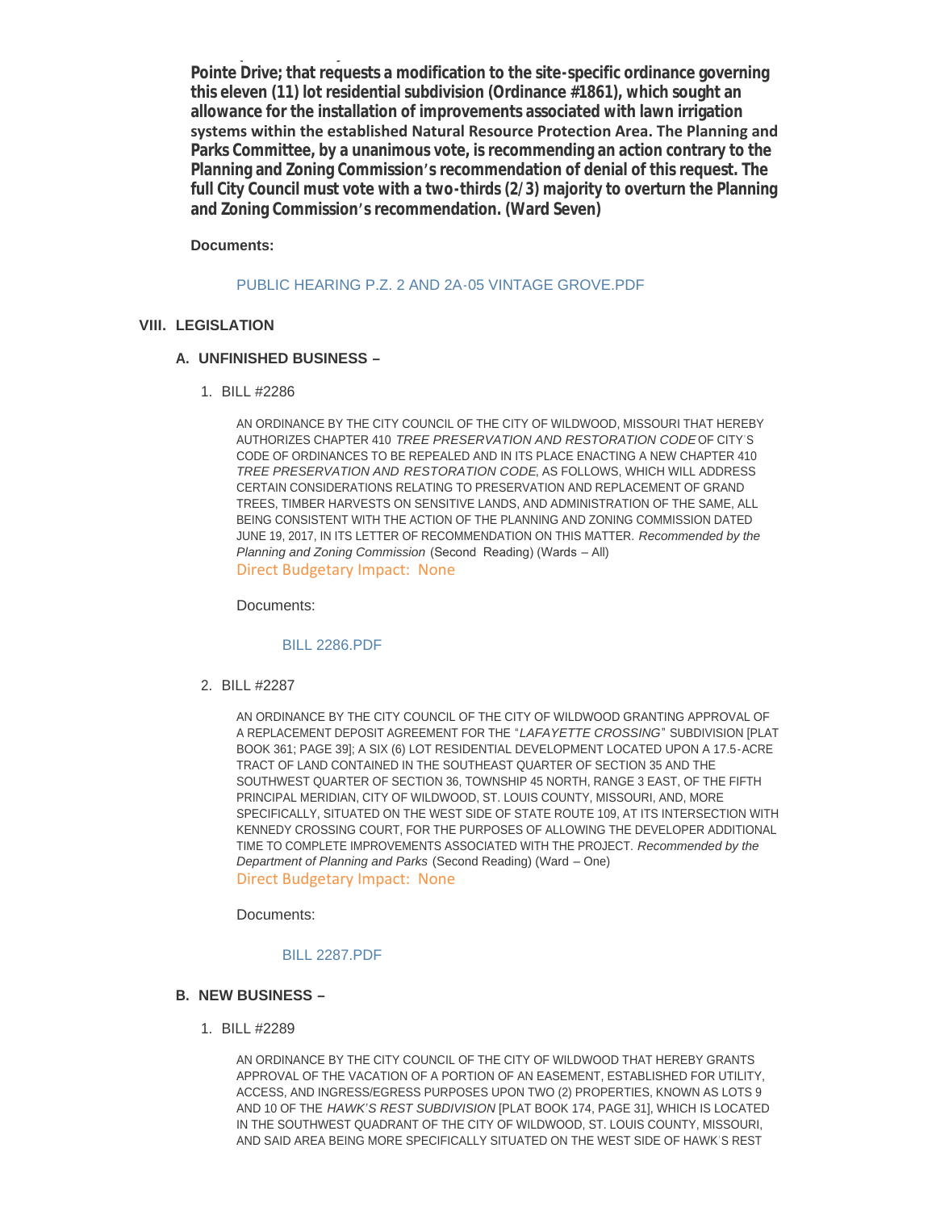**Pointe Drive; that requests a modification to the site-specific ordinance governing this eleven (11) lot residential subdivision (Ordinance #1861), which sought an allowance for the installation of improvements associated with lawn irrigation systems within the established Natural Resource Protection Area. The Planning and Parks Committee, by a unanimous vote, is recommending an action contrary to the Planning and Zoning Commission's recommendation of denial of this request. The full City Council must vote with a two-thirds (2/3) majority to overturn the Planning and Zoning Commission's recommendation. (Ward Seven)**

**Documents:**

PUBLIC HEARING P.Z. 2 AND 2A-05 VINTAGE GROVE.PDF

## VIII. LEGISLATION

### A. UNFINISHED BUSINESS –

1. BILL #2286

   AN ORDINANCE BY THE CITY COUNCIL OF THE CITY OF WILDWOOD, MISSOURI THAT HEREBY AUTHORIZES CHAPTER 410 *TREE PRESERVATION AND RESTORATION CODE* OF CITY'S CODE OF ORDINANCES TO BE REPEALED AND IN ITS PLACE ENACTING A NEW CHAPTER 410 *TREE PRESERVATION AND RESTORATION CODE*, AS FOLLOWS, WHICH WILL ADDRESS CERTAIN CONSIDERATIONS RELATING TO PRESERVATION AND REPLACEMENT OF GRAND TREES, TIMBER HARVESTS ON SENSITIVE LANDS, AND ADMINISTRATION OF THE SAME, ALL BEING CONSISTENT WITH THE ACTION OF THE PLANNING AND ZONING COMMISSION DATED JUNE 19, 2017, IN ITS LETTER OF RECOMMENDATION ON THIS MATTER. *Recommended by the Planning and Zoning Commission* (Second Reading) (Wards – All)
   Direct Budgetary Impact: None

   Documents:

   BILL 2286.PDF

2. BILL #2287

   AN ORDINANCE BY THE CITY COUNCIL OF THE CITY OF WILDWOOD GRANTING APPROVAL OF A REPLACEMENT DEPOSIT AGREEMENT FOR THE "*LAFAYETTE CROSSING*" SUBDIVISION [PLAT BOOK 361; PAGE 39]; A SIX (6) LOT RESIDENTIAL DEVELOPMENT LOCATED UPON A 17.5-ACRE TRACT OF LAND CONTAINED IN THE SOUTHEAST QUARTER OF SECTION 35 AND THE SOUTHWEST QUARTER OF SECTION 36, TOWNSHIP 45 NORTH, RANGE 3 EAST, OF THE FIFTH PRINCIPAL MERIDIAN, CITY OF WILDWOOD, ST. LOUIS COUNTY, MISSOURI, AND, MORE SPECIFICALLY, SITUATED ON THE WEST SIDE OF STATE ROUTE 109, AT ITS INTERSECTION WITH KENNEDY CROSSING COURT, FOR THE PURPOSES OF ALLOWING THE DEVELOPER ADDITIONAL TIME TO COMPLETE IMPROVEMENTS ASSOCIATED WITH THE PROJECT. *Recommended by the Department of Planning and Parks* (Second Reading) (Ward – One)
   Direct Budgetary Impact: None

   Documents:

   BILL 2287.PDF

### B. NEW BUSINESS –

1. BILL #2289

   AN ORDINANCE BY THE CITY COUNCIL OF THE CITY OF WILDWOOD THAT HEREBY GRANTS APPROVAL OF THE VACATION OF A PORTION OF AN EASEMENT, ESTABLISHED FOR UTILITY, ACCESS, AND INGRESS/EGRESS PURPOSES UPON TWO (2) PROPERTIES, KNOWN AS LOTS 9 AND 10 OF THE *HAWK'S REST SUBDIVISION* [PLAT BOOK 174, PAGE 31], WHICH IS LOCATED IN THE SOUTHWEST QUADRANT OF THE CITY OF WILDWOOD, ST. LOUIS COUNTY, MISSOURI, AND SAID AREA BEING MORE SPECIFICALLY SITUATED ON THE WEST SIDE OF HAWK'S REST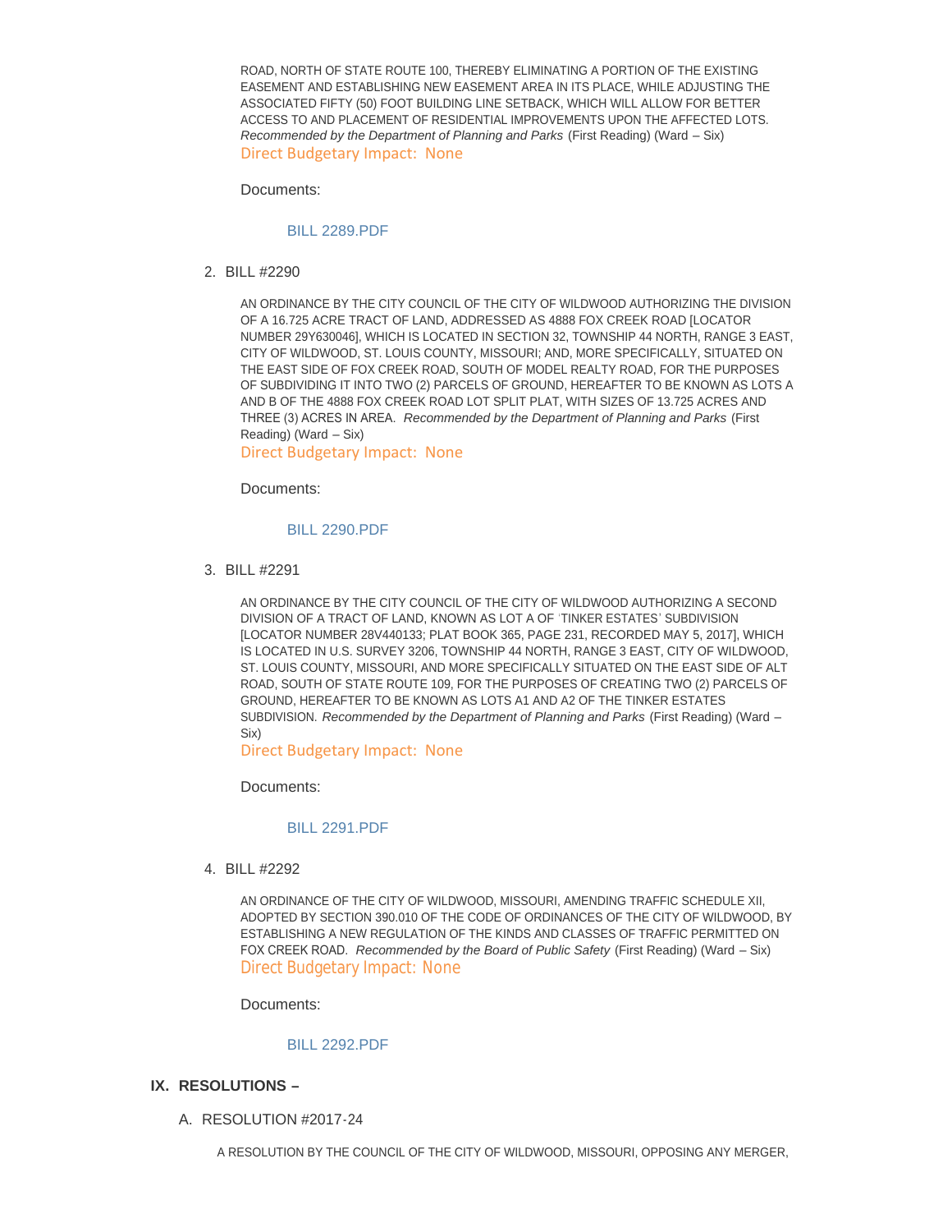ROAD, NORTH OF STATE ROUTE 100, THEREBY ELIMINATING A PORTION OF THE EXISTING EASEMENT AND ESTABLISHING NEW EASEMENT AREA IN ITS PLACE, WHILE ADJUSTING THE ASSOCIATED FIFTY (50) FOOT BUILDING LINE SETBACK, WHICH WILL ALLOW FOR BETTER ACCESS TO AND PLACEMENT OF RESIDENTIAL IMPROVEMENTS UPON THE AFFECTED LOTS. *Recommended by the Department of Planning and Parks* (First Reading) (Ward – Six)
Direct Budgetary Impact: None

Documents:

BILL 2289.PDF

2. BILL #2290

AN ORDINANCE BY THE CITY COUNCIL OF THE CITY OF WILDWOOD AUTHORIZING THE DIVISION OF A 16.725 ACRE TRACT OF LAND, ADDRESSED AS 4888 FOX CREEK ROAD [LOCATOR NUMBER 29Y630046], WHICH IS LOCATED IN SECTION 32, TOWNSHIP 44 NORTH, RANGE 3 EAST, CITY OF WILDWOOD, ST. LOUIS COUNTY, MISSOURI; AND, MORE SPECIFICALLY, SITUATED ON THE EAST SIDE OF FOX CREEK ROAD, SOUTH OF MODEL REALTY ROAD, FOR THE PURPOSES OF SUBDIVIDING IT INTO TWO (2) PARCELS OF GROUND, HEREAFTER TO BE KNOWN AS LOTS A AND B OF THE 4888 FOX CREEK ROAD LOT SPLIT PLAT, WITH SIZES OF 13.725 ACRES AND THREE (3) ACRES IN AREA. *Recommended by the Department of Planning and Parks* (First Reading) (Ward – Six)
Direct Budgetary Impact: None

Documents:

BILL 2290.PDF

3. BILL #2291

AN ORDINANCE BY THE CITY COUNCIL OF THE CITY OF WILDWOOD AUTHORIZING A SECOND DIVISION OF A TRACT OF LAND, KNOWN AS LOT A OF 'TINKER ESTATES' SUBDIVISION [LOCATOR NUMBER 28V440133; PLAT BOOK 365, PAGE 231, RECORDED MAY 5, 2017], WHICH IS LOCATED IN U.S. SURVEY 3206, TOWNSHIP 44 NORTH, RANGE 3 EAST, CITY OF WILDWOOD, ST. LOUIS COUNTY, MISSOURI, AND MORE SPECIFICALLY SITUATED ON THE EAST SIDE OF ALT ROAD, SOUTH OF STATE ROUTE 109, FOR THE PURPOSES OF CREATING TWO (2) PARCELS OF GROUND, HEREAFTER TO BE KNOWN AS LOTS A1 AND A2 OF THE TINKER ESTATES SUBDIVISION. *Recommended by the Department of Planning and Parks* (First Reading) (Ward – Six)
Direct Budgetary Impact: None

Documents:

BILL 2291.PDF

4. BILL #2292

AN ORDINANCE OF THE CITY OF WILDWOOD, MISSOURI, AMENDING TRAFFIC SCHEDULE XII, ADOPTED BY SECTION 390.010 OF THE CODE OF ORDINANCES OF THE CITY OF WILDWOOD, BY ESTABLISHING A NEW REGULATION OF THE KINDS AND CLASSES OF TRAFFIC PERMITTED ON FOX CREEK ROAD. *Recommended by the Board of Public Safety* (First Reading) (Ward – Six)
Direct Budgetary Impact: None

Documents:

BILL 2292.PDF

## IX. RESOLUTIONS –

### A. RESOLUTION #2017-24

A RESOLUTION BY THE COUNCIL OF THE CITY OF WILDWOOD, MISSOURI, OPPOSING ANY MERGER,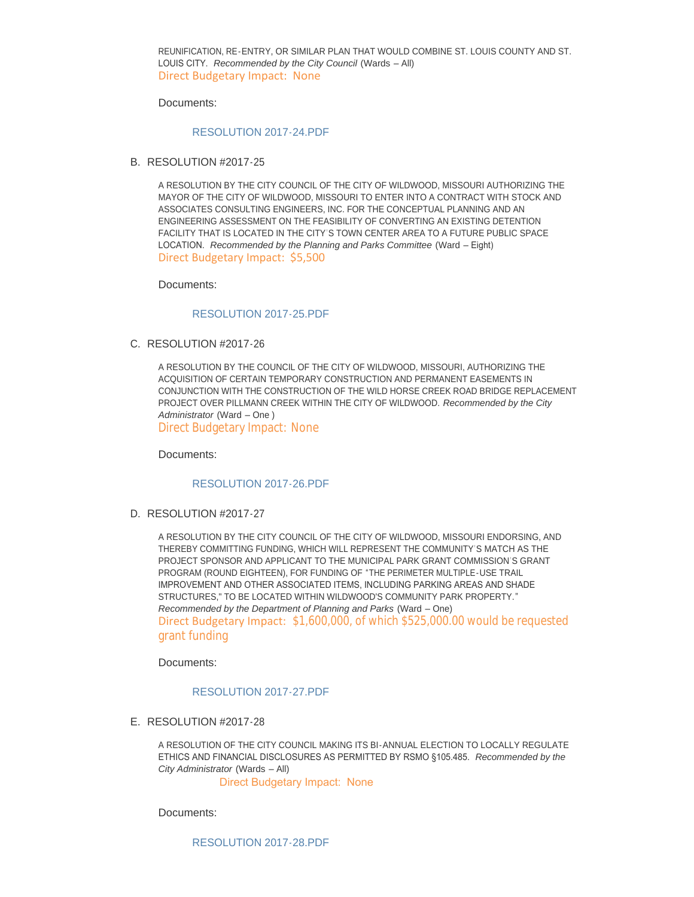REUNIFICATION, RE-ENTRY, OR SIMILAR PLAN THAT WOULD COMBINE ST. LOUIS COUNTY AND ST. LOUIS CITY. *Recommended by the City Council* (Wards – All)
Direct Budgetary Impact: None

Documents:

RESOLUTION 2017-24.PDF

B. RESOLUTION #2017-25

A RESOLUTION BY THE CITY COUNCIL OF THE CITY OF WILDWOOD, MISSOURI AUTHORIZING THE MAYOR OF THE CITY OF WILDWOOD, MISSOURI TO ENTER INTO A CONTRACT WITH STOCK AND ASSOCIATES CONSULTING ENGINEERS, INC. FOR THE CONCEPTUAL PLANNING AND AN ENGINEERING ASSESSMENT ON THE FEASIBILITY OF CONVERTING AN EXISTING DETENTION FACILITY THAT IS LOCATED IN THE CITY'S TOWN CENTER AREA TO A FUTURE PUBLIC SPACE LOCATION. *Recommended by the Planning and Parks Committee* (Ward – Eight)
Direct Budgetary Impact: $5,500

Documents:

RESOLUTION 2017-25.PDF

C. RESOLUTION #2017-26

A RESOLUTION BY THE COUNCIL OF THE CITY OF WILDWOOD, MISSOURI, AUTHORIZING THE ACQUISITION OF CERTAIN TEMPORARY CONSTRUCTION AND PERMANENT EASEMENTS IN CONJUNCTION WITH THE CONSTRUCTION OF THE WILD HORSE CREEK ROAD BRIDGE REPLACEMENT PROJECT OVER PILLMANN CREEK WITHIN THE CITY OF WILDWOOD. *Recommended by the City Administrator* (Ward – One )
Direct Budgetary Impact: None

Documents:

RESOLUTION 2017-26.PDF

D. RESOLUTION #2017-27

A RESOLUTION BY THE CITY COUNCIL OF THE CITY OF WILDWOOD, MISSOURI ENDORSING, AND THEREBY COMMITTING FUNDING, WHICH WILL REPRESENT THE COMMUNITY'S MATCH AS THE PROJECT SPONSOR AND APPLICANT TO THE MUNICIPAL PARK GRANT COMMISSION'S GRANT PROGRAM (ROUND EIGHTEEN), FOR FUNDING OF "THE PERIMETER MULTIPLE-USE TRAIL IMPROVEMENT AND OTHER ASSOCIATED ITEMS, INCLUDING PARKING AREAS AND SHADE STRUCTURES," TO BE LOCATED WITHIN WILDWOOD'S COMMUNITY PARK PROPERTY." *Recommended by the Department of Planning and Parks* (Ward – One)
Direct Budgetary Impact: $1,600,000, of which $525,000.00 would be requested grant funding

Documents:

RESOLUTION 2017-27.PDF

E. RESOLUTION #2017-28

A RESOLUTION OF THE CITY COUNCIL MAKING ITS BI-ANNUAL ELECTION TO LOCALLY REGULATE ETHICS AND FINANCIAL DISCLOSURES AS PERMITTED BY RSMO §105.485. *Recommended by the City Administrator* (Wards – All)
Direct Budgetary Impact: None

Documents:

RESOLUTION 2017-28.PDF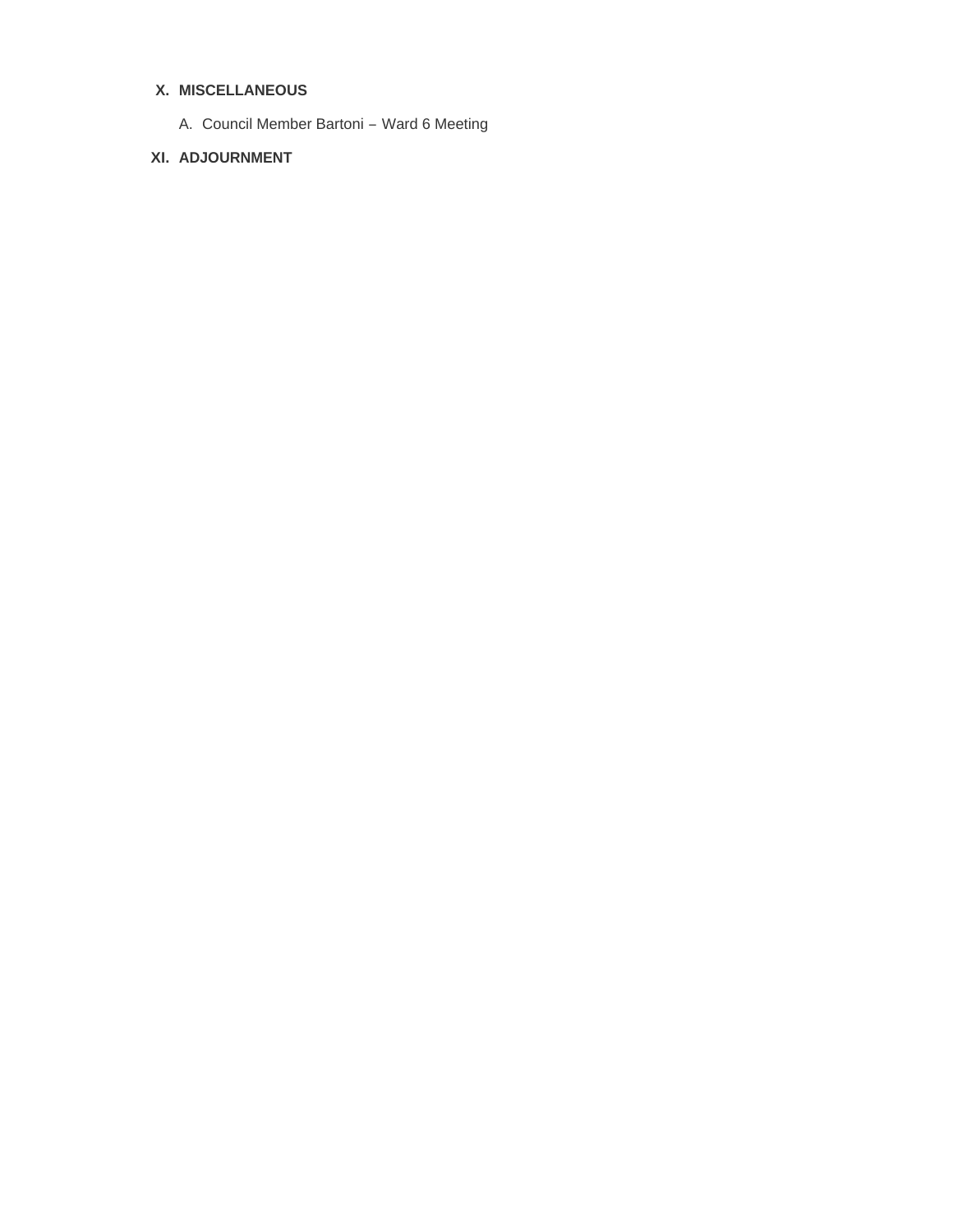**X. MISCELLANEOUS**

A. Council Member Bartoni – Ward 6 Meeting

**XI. ADJOURNMENT**